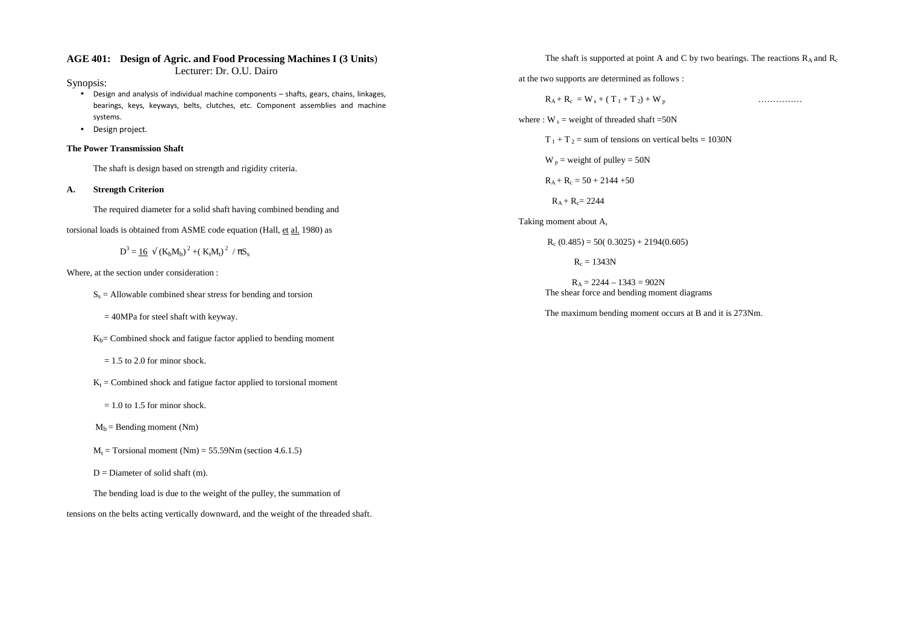**AGE 401: Design of Agric. and Food Processing Machines I (3 Units)**

Lecturer: Dr. O.U. Dairo

Synopsis:

- Design and analysis of individual machine components – shafts, gears, chains, linkages, bearings, keys, keyways, belts, clutches, etc. Component assemblies and machine systems.
- Design project.

**The Power Transmission Shaft**

The shaft is design based on strength and rigidity criteria.

**A. Strength Criterion**

The required diameter for a solid shaft having combined bending and torsional loads is obtained from ASME code equation (Hall, et al. 1980) as

$$D^3 = \frac{16}{} \sqrt{(K_bM_b)^2 + (K_tM_t)^2} \,/\, \pi S_s$$

Where, at the section under consideration :

$S_s$ = Allowable combined shear stress for bending and torsion

= 40MPa for steel shaft with keyway.

$K_b$= Combined shock and fatigue factor applied to bending moment

= 1.5 to 2.0 for minor shock.

$K_t$ = Combined shock and fatigue factor applied to torsional moment

= 1.0 to 1.5 for minor shock.

$M_b$ = Bending moment (Nm)

$M_t$ = Torsional moment (Nm) = 55.59Nm (section 4.6.1.5)

D = Diameter of solid shaft (m).

The bending load is due to the weight of the pulley, the summation of tensions on the belts acting vertically downward, and the weight of the threaded shaft.

The shaft is supported at point A and C by two bearings. The reactions $R_A$ and $R_c$ at the two supports are determined as follows :

$R_A + R_c = W_s + (T_1 + T_2) + W_p$ ……………

where : $W_s$ = weight of threaded shaft =50N

$T_1 + T_2$ = sum of tensions on vertical belts = 1030N

$W_p$ = weight of pulley = 50N

$R_A + R_c = 50 + 2144 + 50$

$R_A + R_c = 2244$

Taking moment about A,

$R_c\,(0.485) = 50(\,0.3025) + 2194(0.605)$

$R_c = 1343\text{N}$

$R_A = 2244 – 1343 = 902\text{N}$

The shear force and bending moment diagrams

The maximum bending moment occurs at B and it is 273Nm.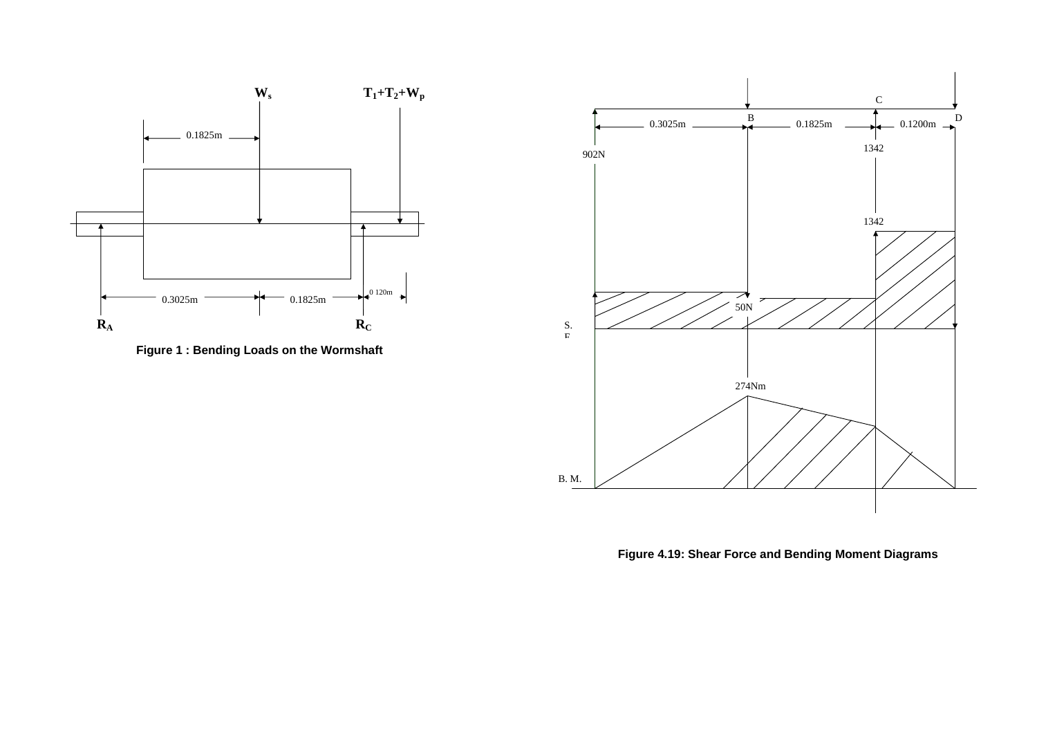Figure 1 : Bending Loads on the Wormshaft

Figure 4.19: Shear Force and Bending Moment Diagrams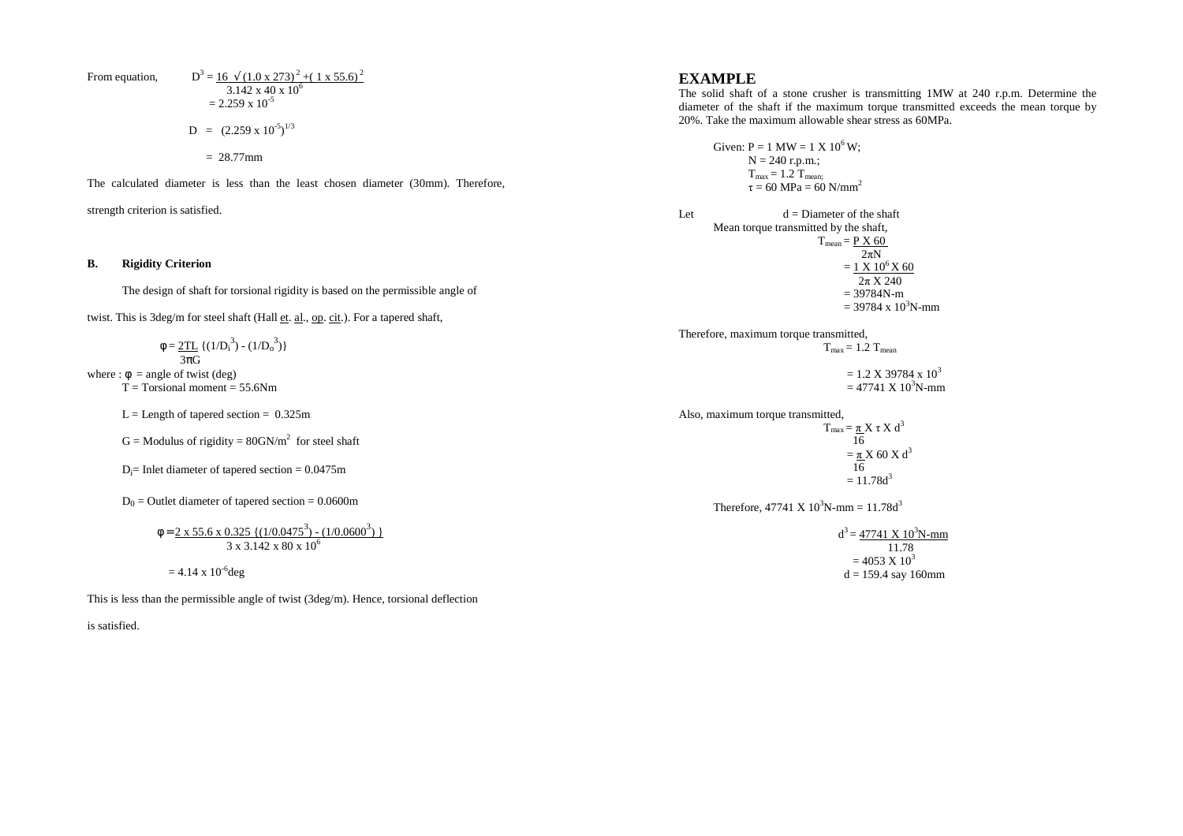From equation,

$$D^3 = \frac{16 \sqrt{(1.0 \times 273)^2 + (1 \times 55.6)^2}}{3.142 \times 40 \times 10^6}$$

$$= 2.259 \times 10^{-5}$$

$$D = (2.259 \times 10^{-5})^{1/3}$$

$$= 28.77\text{mm}$$

The calculated diameter is less than the least chosen diameter (30mm). Therefore, strength criterion is satisfied.

**B. Rigidity Criterion**

The design of shaft for torsional rigidity is based on the permissible angle of twist. This is 3deg/m for steel shaft (Hall et. al., op. cit.). For a tapered shaft,

$$\phi = \frac{2TL}{3\pi G} \{(1/D_i^3) - (1/D_o^3)\}$$

where : $\phi$ = angle of twist (deg)
T = Torsional moment = 55.6Nm

L = Length of tapered section = 0.325m

G = Modulus of rigidity = 80GN/m$^2$ for steel shaft

$D_i$= Inlet diameter of tapered section = 0.0475m

$D_0$ = Outlet diameter of tapered section = 0.0600m

$$\phi = \frac{2 \times 55.6 \times 0.325 \{(1/0.0475^3) - (1/0.0600^3)\}}{3 \times 3.142 \times 80 \times 10^6}$$

$$= 4.14 \times 10^{-6}\text{deg}$$

This is less than the permissible angle of twist (3deg/m). Hence, torsional deflection is satisfied.

## EXAMPLE

The solid shaft of a stone crusher is transmitting 1MW at 240 r.p.m. Determine the diameter of the shaft if the maximum torque transmitted exceeds the mean torque by 20%. Take the maximum allowable shear stress as 60MPa.

Given: $P = 1 \text{ MW} = 1 \times 10^6$ W;
N = 240 r.p.m.;
$T_{max} = 1.2\, T_{mean;}$
$\tau = 60 \text{ MPa} = 60 \text{ N/mm}^2$

Let d = Diameter of the shaft

Mean torque transmitted by the shaft,

$$T_{mean} = \frac{P \times 60}{2\pi N}$$

$$= \frac{1 \times 10^6 \times 60}{2\pi \times 240}$$

$$= 39784\text{N-m}$$

$$= 39784 \times 10^3\text{N-mm}$$

Therefore, maximum torque transmitted,

$$T_{max} = 1.2\, T_{mean}$$

$$= 1.2 \times 39784 \times 10^3$$

$$= 47741 \times 10^3\text{N-mm}$$

Also, maximum torque transmitted,

$$T_{max} = \frac{\pi}{16} \times \tau \times d^3$$

$$= \frac{\pi}{16} \times 60 \times d^3$$

$$= 11.78d^3$$

Therefore, $47741 \times 10^3\text{N-mm} = 11.78d^3$

$$d^3 = \frac{47741 \times 10^3\text{N-mm}}{11.78}$$

$$= 4053 \times 10^3$$

$$d = 159.4 \text{ say } 160\text{mm}$$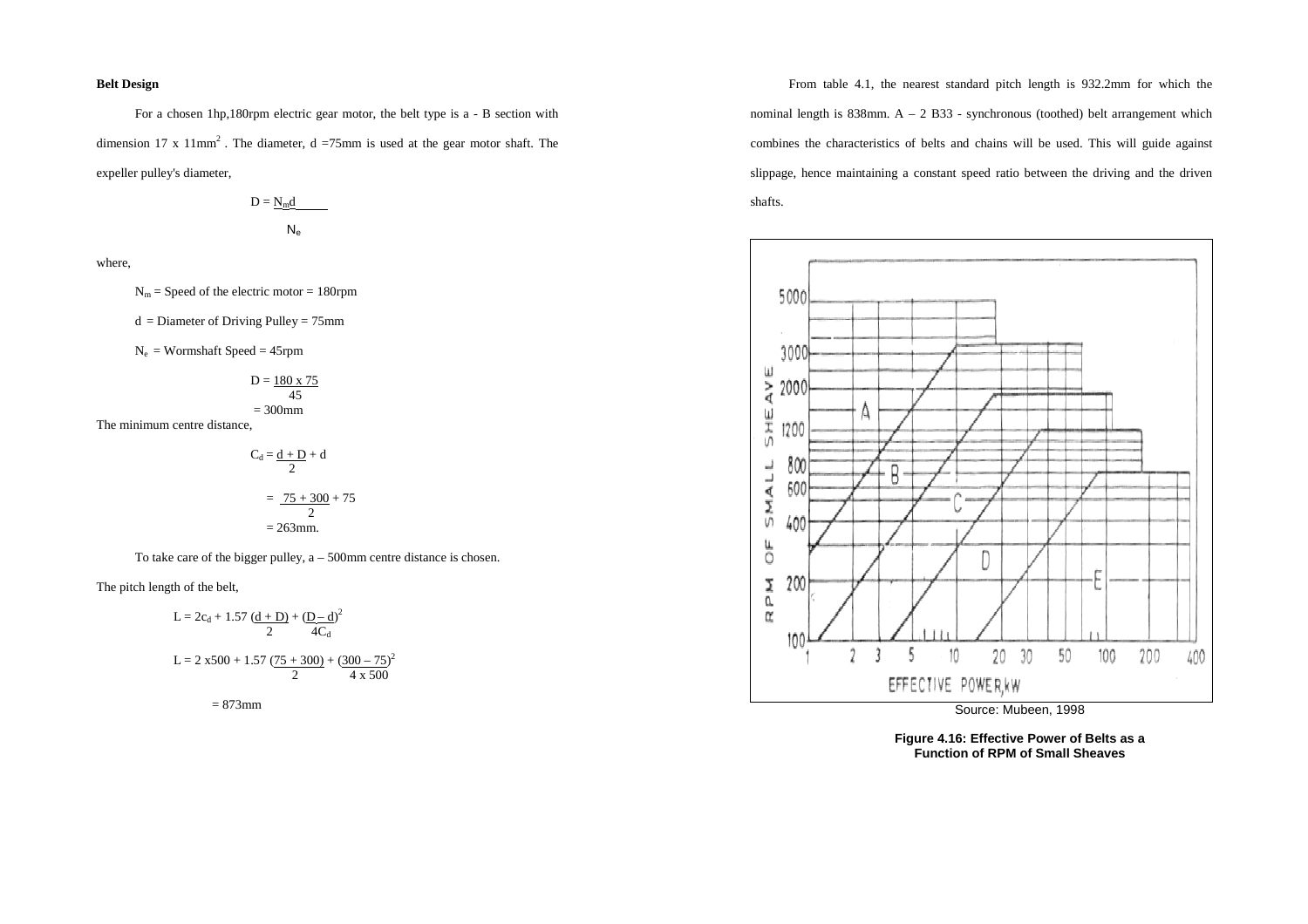**Belt Design**

For a chosen 1hp,180rpm electric gear motor, the belt type is a - B section with dimension 17 x 11mm$^2$ . The diameter, d =75mm is used at the gear motor shaft. The expeller pulley's diameter,

$$D = \frac{N_m d}{N_e}$$

where,

$N_m$ = Speed of the electric motor = 180rpm

d = Diameter of Driving Pulley = 75mm

$N_e$ = Wormshaft Speed = 45rpm

$$D = \frac{180 \times 75}{45}$$

$$= 300\text{mm}$$

The minimum centre distance,

$$C_d = \frac{d + D}{2} + d$$

$$= \frac{75 + 300}{2} + 75$$

$$= 263\text{mm.}$$

To take care of the bigger pulley, a – 500mm centre distance is chosen.

The pitch length of the belt,

$$L = 2c_d + 1.57\frac{(d + D)}{2} + \frac{(D - d)^2}{4C_d}$$

$$L = 2 \times 500 + 1.57\frac{(75 + 300)}{2} + \frac{(300 - 75)^2}{4 \times 500}$$

$$= 873\text{mm}$$

From table 4.1, the nearest standard pitch length is 932.2mm for which the nominal length is 838mm. A – 2 B33 - synchronous (toothed) belt arrangement which combines the characteristics of belts and chains will be used. This will guide against slippage, hence maintaining a constant speed ratio between the driving and the driven shafts.

Source: Mubeen, 1998

**Figure 4.16: Effective Power of Belts as a Function of RPM of Small Sheaves**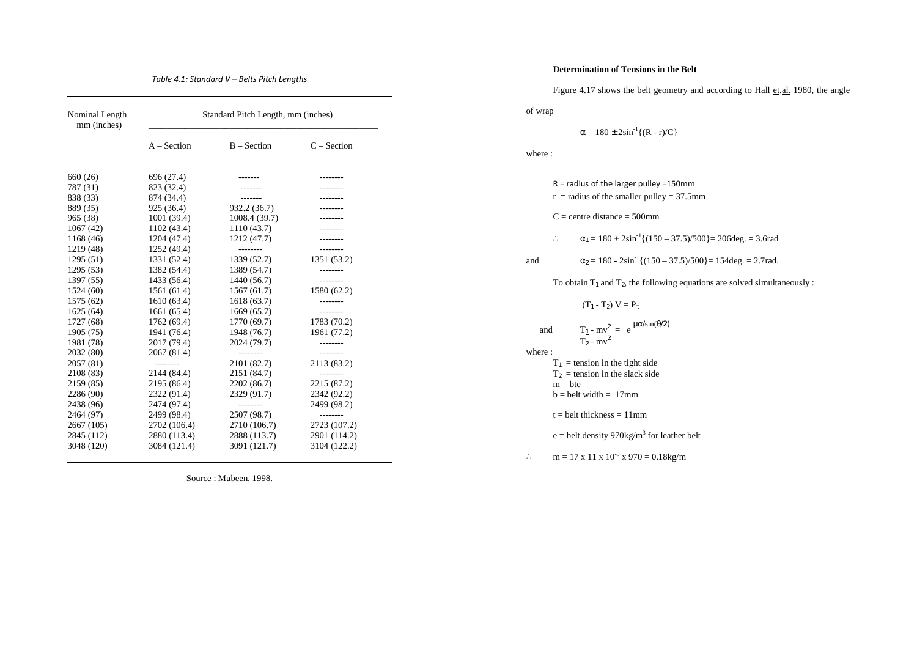*Table 4.1: Standard V – Belts Pitch Lengths*

| Nominal Length mm (inches) | Standard Pitch Length, mm (inches) | | |
|---|---|---|---|
| | A – Section | B – Section | C – Section |
| 660 (26) | 696 (27.4) | ------- | -------- |
| 787 (31) | 823 (32.4) | ------- | -------- |
| 838 (33) | 874 (34.4) | ------- | -------- |
| 889 (35) | 925 (36.4) | 932.2 (36.7) | -------- |
| 965 (38) | 1001 (39.4) | 1008.4 (39.7) | -------- |
| 1067 (42) | 1102 (43.4) | 1110 (43.7) | -------- |
| 1168 (46) | 1204 (47.4) | 1212 (47.7) | -------- |
| 1219 (48) | 1252 (49.4) | -------- | -------- |
| 1295 (51) | 1331 (52.4) | 1339 (52.7) | 1351 (53.2) |
| 1295 (53) | 1382 (54.4) | 1389 (54.7) | -------- |
| 1397 (55) | 1433 (56.4) | 1440 (56.7) | -------- |
| 1524 (60) | 1561 (61.4) | 1567 (61.7) | 1580 (62.2) |
| 1575 (62) | 1610 (63.4) | 1618 (63.7) | -------- |
| 1625 (64) | 1661 (65.4) | 1669 (65.7) | -------- |
| 1727 (68) | 1762 (69.4) | 1770 (69.7) | 1783 (70.2) |
| 1905 (75) | 1941 (76.4) | 1948 (76.7) | 1961 (77.2) |
| 1981 (78) | 2017 (79.4) | 2024 (79.7) | -------- |
| 2032 (80) | 2067 (81.4) | -------- | -------- |
| 2057 (81) | -------- | 2101 (82.7) | 2113 (83.2) |
| 2108 (83) | 2144 (84.4) | 2151 (84.7) | -------- |
| 2159 (85) | 2195 (86.4) | 2202 (86.7) | 2215 (87.2) |
| 2286 (90) | 2322 (91.4) | 2329 (91.7) | 2342 (92.2) |
| 2438 (96) | 2474 (97.4) | -------- | 2499 (98.2) |
| 2464 (97) | 2499 (98.4) | 2507 (98.7) | -------- |
| 2667 (105) | 2702 (106.4) | 2710 (106.7) | 2723 (107.2) |
| 2845 (112) | 2880 (113.4) | 2888 (113.7) | 2901 (114.2) |
| 3048 (120) | 3084 (121.4) | 3091 (121.7) | 3104 (122.2) |

Source : Mubeen, 1998.

**Determination of Tensions in the Belt**

Figure 4.17 shows the belt geometry and according to Hall et.al. 1980, the angle of wrap

$$\alpha = 180 \pm 2\sin^{-1}\{(R - r)/C\}$$

where :

R = radius of the larger pulley =150mm

r = radius of the smaller pulley = 37.5mm

C = centre distance = 500mm

$$\therefore \quad \alpha_1 = 180 + 2\sin^{-1}\{(150 - 37.5)/500\} = 206\text{deg.} = 3.6\text{rad}$$

and

$$\alpha_2 = 180 - 2\sin^{-1}\{(150 - 37.5)/500\} = 154\text{deg.} = 2.7\text{rad.}$$

To obtain $T_1$ and $T_2$, the following equations are solved simultaneously :

$$(T_1 - T_2)\,V = P_\tau$$

and

$$\frac{T_1 - mv^2}{T_2 - mv^2} = e^{\mu\alpha/\sin(\theta/2)}$$

where :

$T_1$ = tension in the tight side
$T_2$ = tension in the slack side
$m = bte$
$b$ = belt width = 17mm

$t$ = belt thickness = 11mm

$e$ = belt density 970kg/m$^3$ for leather belt

$$\therefore \quad m = 17 \times 11 \times 10^{-3} \times 970 = 0.18\text{kg/m}$$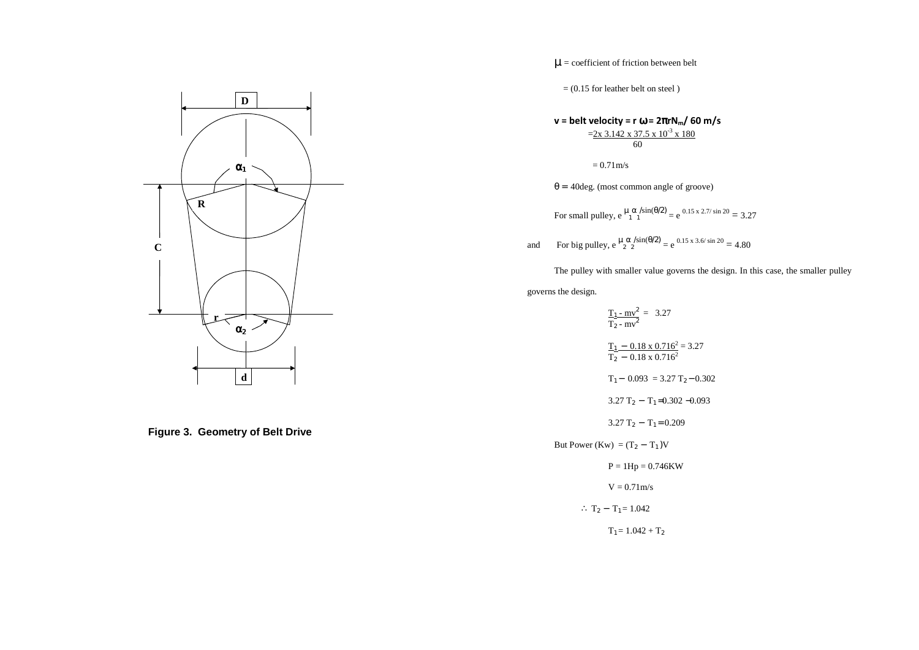Figure 3. Geometry of Belt Drive

$\mu$ = coefficient of friction between belt

= (0.15 for leather belt on steel )

**v = belt velocity = r $\omega$ = $2\pi rN_m/60$ m/s**

$$= \frac{2 \times 3.142 \times 37.5 \times 10^{-3} \times 180}{60}$$

= 0.71m/s

$\theta$ = 40deg. (most common angle of groove)

For small pulley, $e^{\mu_1 \alpha_1 / \sin(\theta/2)} = e^{0.15 \times 2.7 / \sin 20} = 3.27$

and For big pulley, $e^{\mu_2 \alpha_2 / \sin(\theta/2)} = e^{0.15 \times 3.6 / \sin 20} = 4.80$

The pulley with smaller value governs the design. In this case, the smaller pulley governs the design.

$$\frac{T_1 - mv^2}{T_2 - mv^2} = 3.27$$

$$\frac{T_1 - 0.18 \times 0.716^2}{T_2 - 0.18 \times 0.716^2} = 3.27$$

$$T_1 - 0.093 = 3.27\, T_2 - 0.302$$

$$3.27\, T_2 - T_1 = 0.302 - 0.093$$

$$3.27\, T_2 - T_1 = 0.209$$

But Power (Kw) $= (T_2 - T_1)V$

$P$ = 1Hp = 0.746KW

$V$ = 0.71m/s

$\therefore\ T_2 - T_1 = 1.042$

$T_1 = 1.042 + T_2$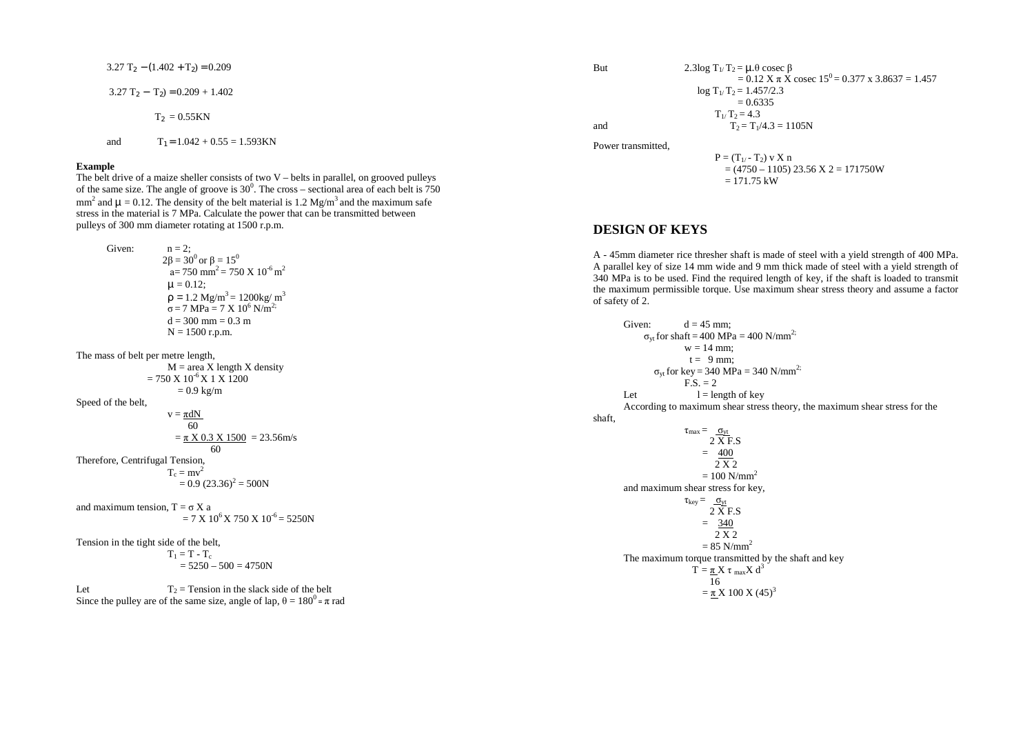$3.27\ T_2 - (1.402 + T_2) = 0.209$

$3.27\ T_2 - T_2) = 0.209 + 1.402$

$T_2 = 0.55KN$

and $T_1 = 1.042 + 0.55 = 1.593KN$

**Example**

The belt drive of a maize sheller consists of two V – belts in parallel, on grooved pulleys of the same size. The angle of groove is $30^0$. The cross – sectional area of each belt is 750 $mm^2$ and $\mu = 0.12$. The density of the belt material is 1.2 $Mg/m^3$ and the maximum safe stress in the material is 7 MPa. Calculate the power that can be transmitted between pulleys of 300 mm diameter rotating at 1500 r.p.m.

Given:
$n = 2;$
$2\beta = 30^0$ or $\beta = 15^0$
$a = 750\ mm^2 = 750 \times 10^{-6}\ m^2$
$\mu = 0.12;$
$\rho = 1.2\ Mg/m^3 = 1200 kg/\ m^3$
$\sigma = 7\ MPa = 7 \times 10^6\ N/m^2;$
$d = 300\ mm = 0.3\ m$
$N = 1500$ r.p.m.

The mass of belt per metre length,

$M$ = area X length X density
$= 750 \times 10^{-6} \times 1 \times 1200$
$= 0.9\ kg/m$

Speed of the belt,

$$v = \frac{\pi dN}{60}$$
$$= \frac{\pi \times 0.3 \times 1500}{60} = 23.56 m/s$$

Therefore, Centrifugal Tension,

$T_c = mv^2$
$= 0.9\ (23.36)^2 = 500N$

and maximum tension, $T = \sigma \times a$
$= 7 \times 10^6 \times 750 \times 10^{-6} = 5250N$

Tension in the tight side of the belt,

$T_1 = T - T_c$
$= 5250 - 500 = 4750N$

Let $T_2$ = Tension in the slack side of the belt

Since the pulley are of the same size, angle of lap, $\theta = 180^0 = \pi$ rad

But $2.3\log T_1/T_2 = \mu.\theta \text{ cosec } \beta$
$= 0.12 \times \pi \times \text{cosec } 15^0 = 0.377 \times 3.8637 = 1.457$
$\log T_1/T_2 = 1.457/2.3$
$= 0.6335$
$T_1/T_2 = 4.3$

and $T_2 = T_1/4.3 = 1105N$

Power transmitted,

$P = (T_1 - T_2)\ v \times n$
$= (4750 - 1105)\ 23.56 \times 2 = 171750W$
$= 171.75\ kW$

## DESIGN OF KEYS

A - 45mm diameter rice thresher shaft is made of steel with a yield strength of 400 MPa. A parallel key of size 14 mm wide and 9 mm thick made of steel with a yield strength of 340 MPa is to be used. Find the required length of key, if the shaft is loaded to transmit the maximum permissible torque. Use maximum shear stress theory and assume a factor of safety of 2.

Given: $d = 45$ mm;
$\sigma_{yt}$ for shaft $= 400$ MPa $= 400\ N/mm^2;$
$w = 14$ mm;
$t = 9$ mm;
$\sigma_{yt}$ for key $= 340$ MPa $= 340\ N/mm^2;$
F.S. = 2

Let $l$ = length of key

According to maximum shear stress theory, the maximum shear stress for the shaft,

$$\tau_{max} = \frac{\sigma_{yt}}{2 \times F.S}$$
$$= \frac{400}{2 \times 2}$$
$$= 100\ N/mm^2$$

and maximum shear stress for key,

$$\tau_{key} = \frac{\sigma_{yt}}{2 \times F.S}$$
$$= \frac{340}{2 \times 2}$$
$$= 85\ N/mm^2$$

The maximum torque transmitted by the shaft and key

$$T = \frac{\pi}{16} \times \tau_{max} \times d^3$$
$$= \frac{\pi}{} \times 100 \times (45)^3$$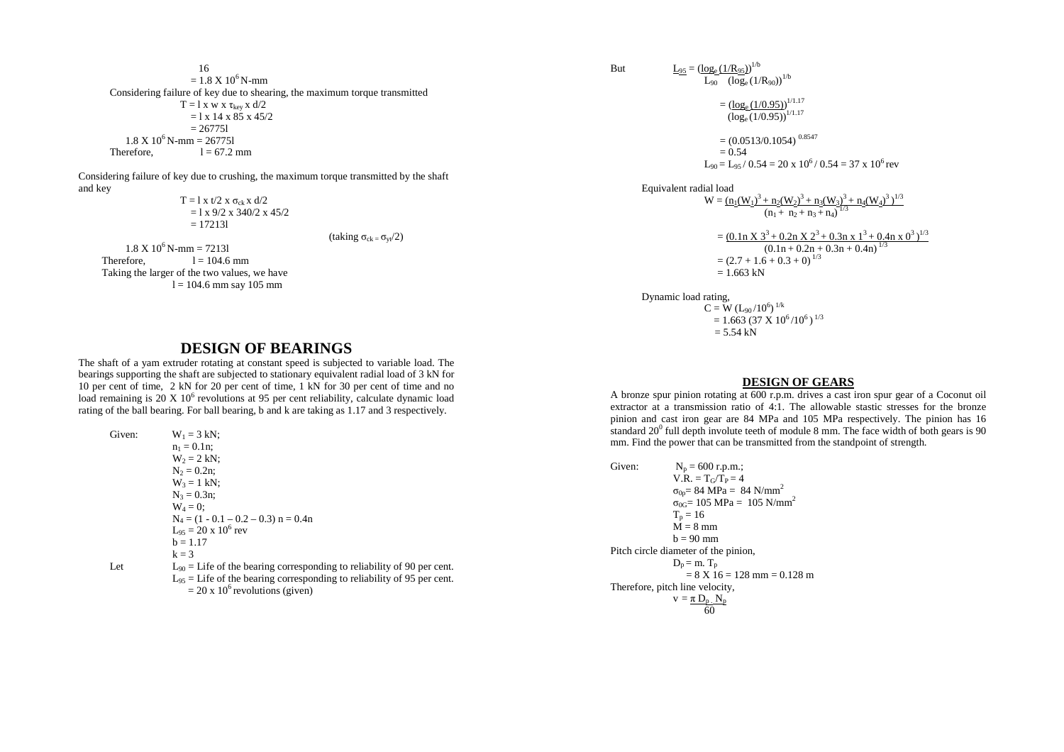$$16$$

$= 1.8 \times 10^6$ N-mm

Considering failure of key due to shearing, the maximum torque transmitted

$$T = l \times w \times \tau_{key} \times d/2$$
$$= l \times 14 \times 85 \times 45/2$$
$$= 26775l$$

$1.8 \times 10^6$ N-mm $= 26775l$

Therefore, $l = 67.2$ mm

Considering failure of key due to crushing, the maximum torque transmitted by the shaft and key

$$T = l \times t/2 \times \sigma_{ck} \times d/2$$
$$= l \times 9/2 \times 340/2 \times 45/2$$
$$= 17213l$$

(taking $\sigma_{ck} = \sigma_{yt}/2$)

$1.8 \times 10^6$ N-mm $= 7213l$

Therefore, $l = 104.6$ mm

Taking the larger of the two values, we have

$l = 104.6$ mm say 105 mm

# DESIGN OF BEARINGS

The shaft of a yam extruder rotating at constant speed is subjected to variable load. The bearings supporting the shaft are subjected to stationary equivalent radial load of 3 kN for 10 per cent of time, 2 kN for 20 per cent of time, 1 kN for 30 per cent of time and no load remaining is $20 \times 10^6$ revolutions at 95 per cent reliability, calculate dynamic load rating of the ball bearing. For ball bearing, b and k are taking as 1.17 and 3 respectively.

Given:
$W_1 = 3$ kN;
$n_1 = 0.1n$;
$W_2 = 2$ kN;
$N_2 = 0.2n$;
$W_3 = 1$ kN;
$N_3 = 0.3n$;
$W_4 = 0$;
$N_4 = (1 - 0.1 - 0.2 - 0.3)\, n = 0.4n$
$L_{95} = 20 \times 10^6$ rev
$b = 1.17$
$k = 3$

Let
$L_{90}$ = Life of the bearing corresponding to reliability of 90 per cent.
$L_{95}$ = Life of the bearing corresponding to reliability of 95 per cent.
$= 20 \times 10^6$ revolutions (given)

But

$$\frac{L_{95}}{L_{90}} = \frac{(\log_e(1/R_{95}))^{1/b}}{(\log_e(1/R_{90}))^{1/b}}$$

$$= \frac{(\log_e(1/0.95))^{1/1.17}}{(\log_e(1/0.95))^{1/1.17}}$$

$$= (0.0513/0.1054)^{0.8547}$$
$$= 0.54$$

$$L_{90} = L_{95} / 0.54 = 20 \times 10^6 / 0.54 = 37 \times 10^6 \text{ rev}$$

Equivalent radial load

$$W = \frac{(n_1(W_1)^3 + n_2(W_2)^3 + n_3(W_3)^3 + n_4(W_4)^3)^{1/3}}{(n_1 + n_2 + n_3 + n_4)^{1/3}}$$

$$= \frac{(0.1n \times 3^3 + 0.2n \times 2^3 + 0.3n \times 1^3 + 0.4n \times 0^3)^{1/3}}{(0.1n + 0.2n + 0.3n + 0.4n)^{1/3}}$$

$$= (2.7 + 1.6 + 0.3 + 0)^{1/3}$$
$$= 1.663 \text{ kN}$$

Dynamic load rating,

$$C = W\,(L_{90}/10^6)^{1/k}$$
$$= 1.663\,(37 \times 10^6/10^6)^{1/3}$$
$$= 5.54 \text{ kN}$$

# DESIGN OF GEARS

A bronze spur pinion rotating at 600 r.p.m. drives a cast iron spur gear of a Coconut oil extractor at a transmission ratio of 4:1. The allowable stastic stresses for the bronze pinion and cast iron gear are 84 MPa and 105 MPa respectively. The pinion has 16 standard $20^0$ full depth involute teeth of module 8 mm. The face width of both gears is 90 mm. Find the power that can be transmitted from the standpoint of strength.

Given:
$N_p = 600$ r.p.m.;
V.R. $= T_G/T_P = 4$
$\sigma_{0p} = 84$ MPa $= 84$ N/mm$^2$
$\sigma_{0G} = 105$ MPa $= 105$ N/mm$^2$
$T_p = 16$
$M = 8$ mm
$b = 90$ mm

Pitch circle diameter of the pinion,

$$D_p = m.\, T_p$$
$$= 8 \times 16 = 128 \text{ mm} = 0.128 \text{ m}$$

Therefore, pitch line velocity,

$$v = \frac{\pi\, D_p\, .\, N_p}{60}$$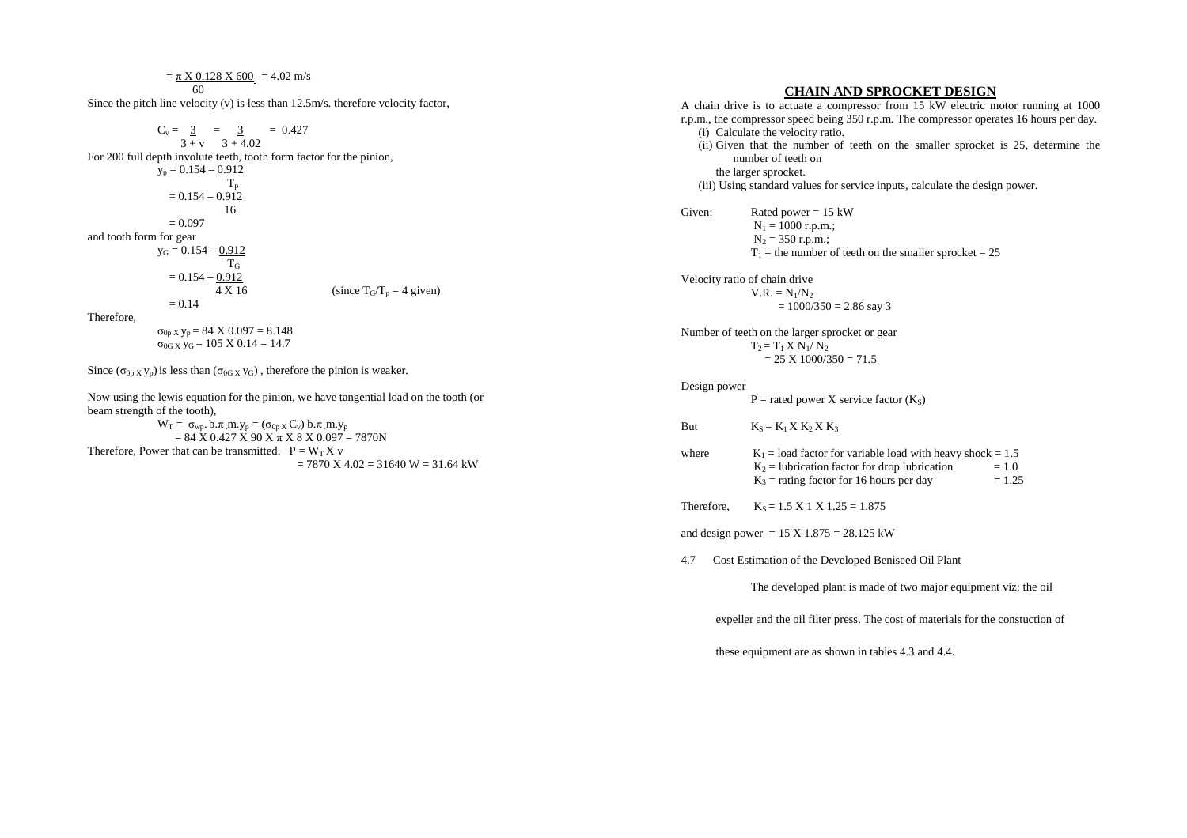$$= \frac{\pi \times 0.128 \times 600}{60} = 4.02 \text{ m/s}$$

Since the pitch line velocity (v) is less than 12.5m/s. therefore velocity factor,

$$C_v = \frac{3}{3 + v} = \frac{3}{3 + 4.02} = 0.427$$

For 200 full depth involute teeth, tooth form factor for the pinion,

$$y_p = 0.154 - \frac{0.912}{T_p}$$

$$= 0.154 - \frac{0.912}{16}$$

$$= 0.097$$

and tooth form for gear

$$y_G = 0.154 - \frac{0.912}{T_G}$$

$$= 0.154 - \frac{0.912}{4 \times 16} \qquad \text{(since } T_G/T_p = 4 \text{ given)}$$

$$= 0.14$$

Therefore,

$$\sigma_{0p} \times y_p = 84 \times 0.097 = 8.148$$

$$\sigma_{0G} \times y_G = 105 \times 0.14 = 14.7$$

Since $(\sigma_{0p} \times y_p)$ is less than $(\sigma_{0G} \times y_G)$, therefore the pinion is weaker.

Now using the lewis equation for the pinion, we have tangential load on the tooth (or beam strength of the tooth),

$$W_T = \sigma_{wp} . b.\pi .m.y_p = (\sigma_{0p} \times C_v)\, b.\pi .m.y_p$$

$$= 84 \times 0.427 \times 90 \times \pi \times 8 \times 0.097 = 7870\text{N}$$

Therefore, Power that can be transmitted. $P = W_T \times v$

$$= 7870 \times 4.02 = 31640 \text{ W} = 31.64 \text{ kW}$$

## CHAIN AND SPROCKET DESIGN

A chain drive is to actuate a compressor from 15 kW electric motor running at 1000 r.p.m., the compressor speed being 350 r.p.m. The compressor operates 16 hours per day.

(i) Calculate the velocity ratio.

(ii) Given that the number of teeth on the smaller sprocket is 25, determine the number of teeth on the larger sprocket.

(iii) Using standard values for service inputs, calculate the design power.

Given: Rated power = 15 kW

$N_1 = 1000$ r.p.m.;

$N_2 = 350$ r.p.m.;

$T_1$ = the number of teeth on the smaller sprocket = 25

Velocity ratio of chain drive

$$\text{V.R.} = N_1/N_2$$

$$= 1000/350 = 2.86 \text{ say } 3$$

Number of teeth on the larger sprocket or gear

$$T_2 = T_1 \times N_1/ N_2$$

$$= 25 \times 1000/350 = 71.5$$

Design power

$$P = \text{rated power} \times \text{service factor } (K_S)$$

But $K_S = K_1 \times K_2 \times K_3$

where

$K_1$ = load factor for variable load with heavy shock = 1.5

$K_2$ = lubrication factor for drop lubrication = 1.0

$K_3$ = rating factor for 16 hours per day = 1.25

Therefore, $K_S = 1.5 \times 1 \times 1.25 = 1.875$

and design power $= 15 \times 1.875 = 28.125$ kW

### 4.7 Cost Estimation of the Developed Beniseed Oil Plant

The developed plant is made of two major equipment viz: the oil expeller and the oil filter press. The cost of materials for the constuction of these equipment are as shown in tables 4.3 and 4.4.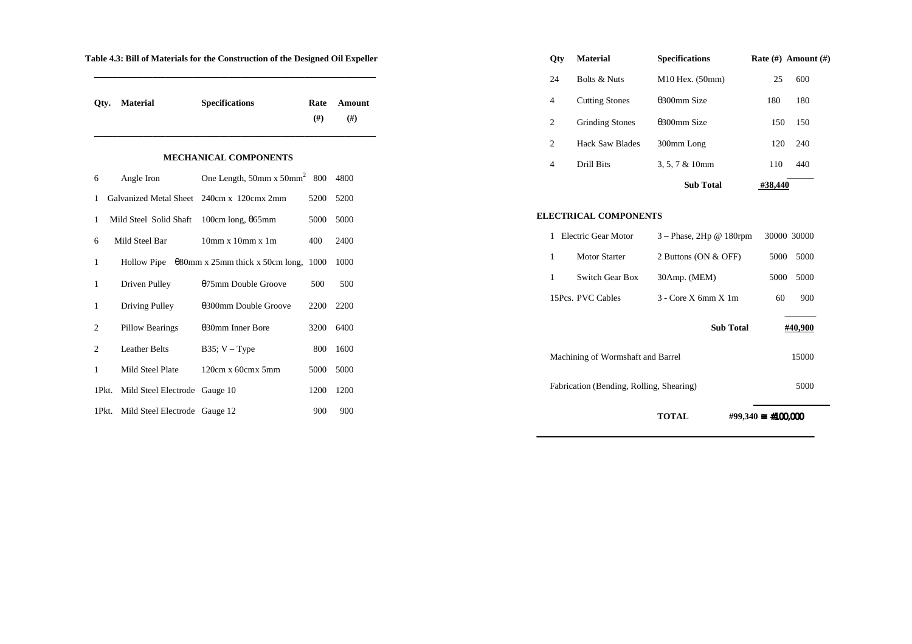**Table 4.3: Bill of Materials for the Construction of the Designed Oil Expeller**

| Qty. | Material | Specifications | Rate (#) | Amount (#) |
|---|---|---|---|---|
| | **MECHANICAL COMPONENTS** | | | |
| 6 | Angle Iron | One Length, 50mm x 50mm$^2$ | 800 | 4800 |
| 1 | Galvanized Metal Sheet | 240cm x 120cmx 2mm | 5200 | 5200 |
| 1 | Mild Steel Solid Shaft | 100cm long, θ65mm | 5000 | 5000 |
| 6 | Mild Steel Bar | 10mm x 10mm x 1m | 400 | 2400 |
| 1 | Hollow Pipe | θ80mm x 25mm thick x 50cm long, | 1000 | 1000 |
| 1 | Driven Pulley | θ75mm Double Groove | 500 | 500 |
| 1 | Driving Pulley | θ300mm Double Groove | 2200 | 2200 |
| 2 | Pillow Bearings | θ30mm Inner Bore | 3200 | 6400 |
| 2 | Leather Belts | B35; V – Type | 800 | 1600 |
| 1 | Mild Steel Plate | 120cm x 60cmx 5mm | 5000 | 5000 |
| 1Pkt. | Mild Steel Electrode | Gauge 10 | 1200 | 1200 |
| 1Pkt. | Mild Steel Electrode | Gauge 12 | 900 | 900 |
| 24 | Bolts & Nuts | M10 Hex. (50mm) | 25 | 600 |
| 4 | Cutting Stones | θ300mm Size | 180 | 180 |
| 2 | Grinding Stones | θ300mm Size | 150 | 150 |
| 2 | Hack Saw Blades | 300mm Long | 120 | 240 |
| 4 | Drill Bits | 3, 5, 7 & 10mm | 110 | 440 |
| | | **Sub Total** | | **#38,440** |
| | **ELECTRICAL COMPONENTS** | | | |
| 1 | Electric Gear Motor | 3 – Phase, 2Hp @ 180rpm | 30000 | 30000 |
| 1 | Motor Starter | 2 Buttons (ON & OFF) | 5000 | 5000 |
| 1 | Switch Gear Box | 30Amp. (MEM) | 5000 | 5000 |
| 15Pcs. | PVC Cables | 3 - Core X 6mm X 1m | 60 | 900 |
| | | **Sub Total** | | **#40,900** |
| | Machining of Wormshaft and Barrel | | | 15000 |
| | Fabrication (Bending, Rolling, Shearing) | | | 5000 |
| | | **TOTAL** | | **#99,340 ≅ #100,000** |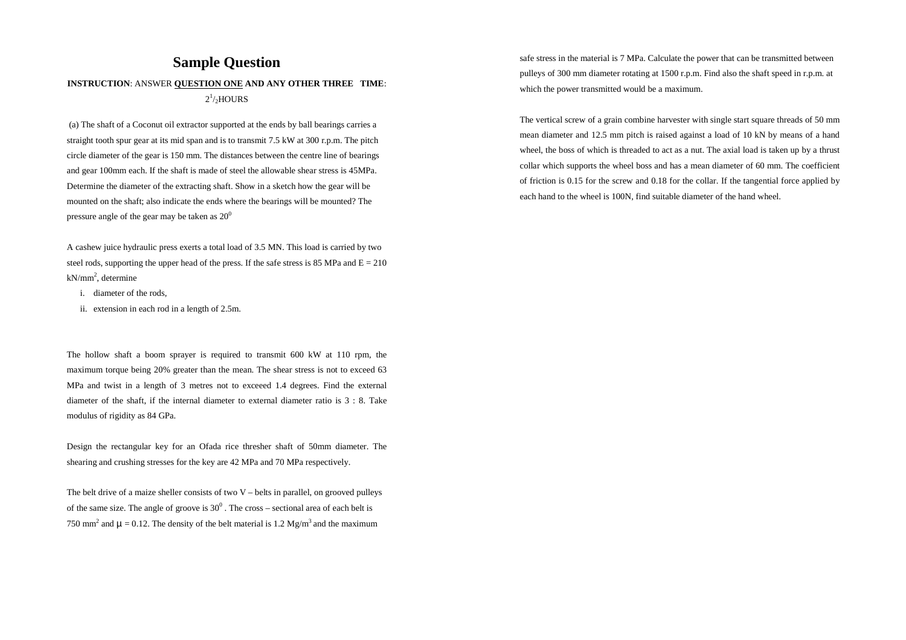# Sample Question

**INSTRUCTION**: ANSWER **QUESTION ONE AND ANY OTHER THREE TIME**: $2^1/_2$HOURS

(a) The shaft of a Coconut oil extractor supported at the ends by ball bearings carries a straight tooth spur gear at its mid span and is to transmit 7.5 kW at 300 r.p.m. The pitch circle diameter of the gear is 150 mm. The distances between the centre line of bearings and gear 100mm each. If the shaft is made of steel the allowable shear stress is 45MPa. Determine the diameter of the extracting shaft. Show in a sketch how the gear will be mounted on the shaft; also indicate the ends where the bearings will be mounted? The pressure angle of the gear may be taken as $20^0$

A cashew juice hydraulic press exerts a total load of 3.5 MN. This load is carried by two steel rods, supporting the upper head of the press. If the safe stress is 85 MPa and E = 210 kN/mm$^2$, determine

i. diameter of the rods,
ii. extension in each rod in a length of 2.5m.

The hollow shaft a boom sprayer is required to transmit 600 kW at 110 rpm, the maximum torque being 20% greater than the mean. The shear stress is not to exceed 63 MPa and twist in a length of 3 metres not to exceeed 1.4 degrees. Find the external diameter of the shaft, if the internal diameter to external diameter ratio is 3 : 8. Take modulus of rigidity as 84 GPa.

Design the rectangular key for an Ofada rice thresher shaft of 50mm diameter. The shearing and crushing stresses for the key are 42 MPa and 70 MPa respectively.

The belt drive of a maize sheller consists of two V – belts in parallel, on grooved pulleys of the same size. The angle of groove is $30^0$ . The cross – sectional area of each belt is 750 mm$^2$ and $\mu$ = 0.12. The density of the belt material is 1.2 Mg/m$^3$ and the maximum safe stress in the material is 7 MPa. Calculate the power that can be transmitted between pulleys of 300 mm diameter rotating at 1500 r.p.m. Find also the shaft speed in r.p.m. at which the power transmitted would be a maximum.

The vertical screw of a grain combine harvester with single start square threads of 50 mm mean diameter and 12.5 mm pitch is raised against a load of 10 kN by means of a hand wheel, the boss of which is threaded to act as a nut. The axial load is taken up by a thrust collar which supports the wheel boss and has a mean diameter of 60 mm. The coefficient of friction is 0.15 for the screw and 0.18 for the collar. If the tangential force applied by each hand to the wheel is 100N, find suitable diameter of the hand wheel.